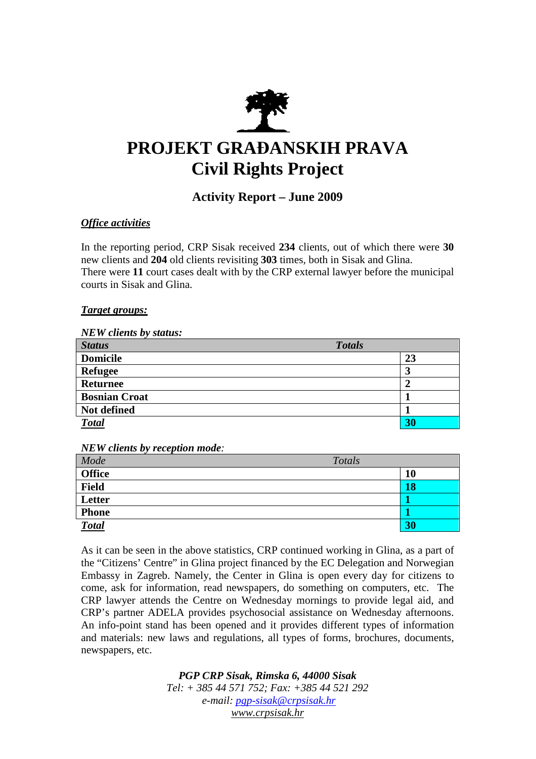# PROJEKT GRAĐANSKIH PRAVA
# Civil Rights Project

## Activity Report – June 2009

***Office activities***

In the reporting period, CRP Sisak received **234** clients, out of which there were **30** new clients and **204** old clients revisiting **303** times, both in Sisak and Glina.
There were **11** court cases dealt with by the CRP external lawyer before the municipal courts in Sisak and Glina.

***Target groups:***

***NEW clients by status:***

| *Status* | *Totals* |
|---|---|
| **Domicile** | **23** |
| **Refugee** | **3** |
| **Returnee** | **2** |
| **Bosnian Croat** | **1** |
| **Not defined** | **1** |
| ***Total*** | **30** |

***NEW clients by reception mode***:

| *Mode* | *Totals* |
|---|---|
| **Office** | **10** |
| **Field** | **18** |
| **Letter** | **1** |
| **Phone** | **1** |
| ***Total*** | **30** |

As it can be seen in the above statistics, CRP continued working in Glina, as a part of the "Citizens' Centre" in Glina project financed by the EC Delegation and Norwegian Embassy in Zagreb. Namely, the Center in Glina is open every day for citizens to come, ask for information, read newspapers, do something on computers, etc. The CRP lawyer attends the Centre on Wednesday mornings to provide legal aid, and CRP's partner ADELA provides psychosocial assistance on Wednesday afternoons. An info-point stand has been opened and it provides different types of information and materials: new laws and regulations, all types of forms, brochures, documents, newspapers, etc.

***PGP CRP Sisak, Rimska 6, 44000 Sisak***
*Tel: + 385 44 571 752; Fax: +385 44 521 292*
*e-mail: pgp-sisak@crpsisak.hr*
*www.crpsisak.hr*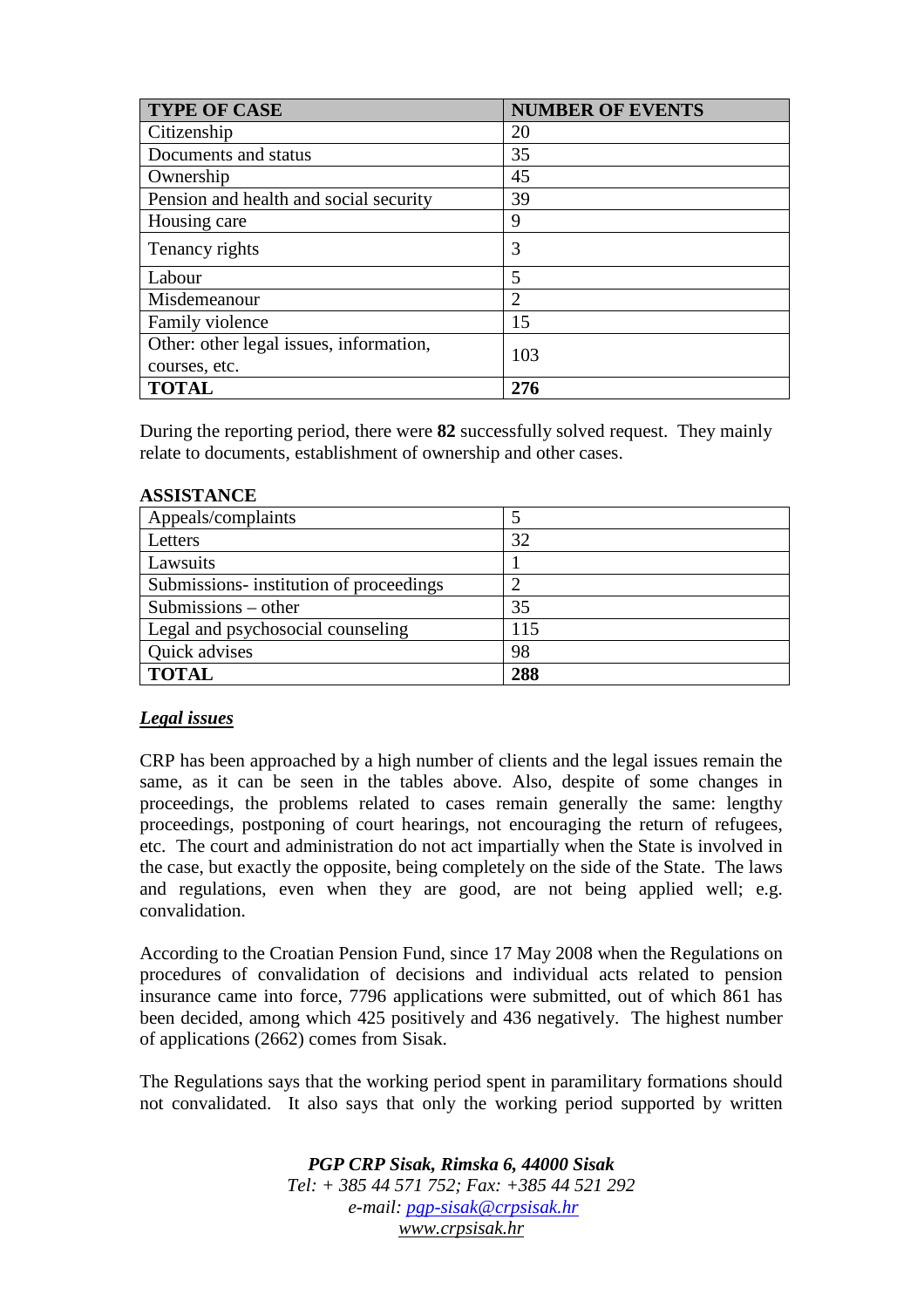| TYPE OF CASE | NUMBER OF EVENTS |
|---|---|
| Citizenship | 20 |
| Documents and status | 35 |
| Ownership | 45 |
| Pension and health and social security | 39 |
| Housing care | 9 |
| Tenancy rights | 3 |
| Labour | 5 |
| Misdemeanour | 2 |
| Family violence | 15 |
| Other: other legal issues, information, courses, etc. | 103 |
| **TOTAL** | **276** |

During the reporting period, there were **82** successfully solved request. They mainly relate to documents, establishment of ownership and other cases.

**ASSISTANCE**

| | |
|---|---|
| Appeals/complaints | 5 |
| Letters | 32 |
| Lawsuits | 1 |
| Submissions- institution of proceedings | 2 |
| Submissions – other | 35 |
| Legal and psychosocial counseling | 115 |
| Quick advises | 98 |
| **TOTAL** | **288** |

***Legal issues***

CRP has been approached by a high number of clients and the legal issues remain the same, as it can be seen in the tables above. Also, despite of some changes in proceedings, the problems related to cases remain generally the same: lengthy proceedings, postponing of court hearings, not encouraging the return of refugees, etc. The court and administration do not act impartially when the State is involved in the case, but exactly the opposite, being completely on the side of the State. The laws and regulations, even when they are good, are not being applied well; e.g. convalidation.

According to the Croatian Pension Fund, since 17 May 2008 when the Regulations on procedures of convalidation of decisions and individual acts related to pension insurance came into force, 7796 applications were submitted, out of which 861 has been decided, among which 425 positively and 436 negatively. The highest number of applications (2662) comes from Sisak.

The Regulations says that the working period spent in paramilitary formations should not convalidated. It also says that only the working period supported by written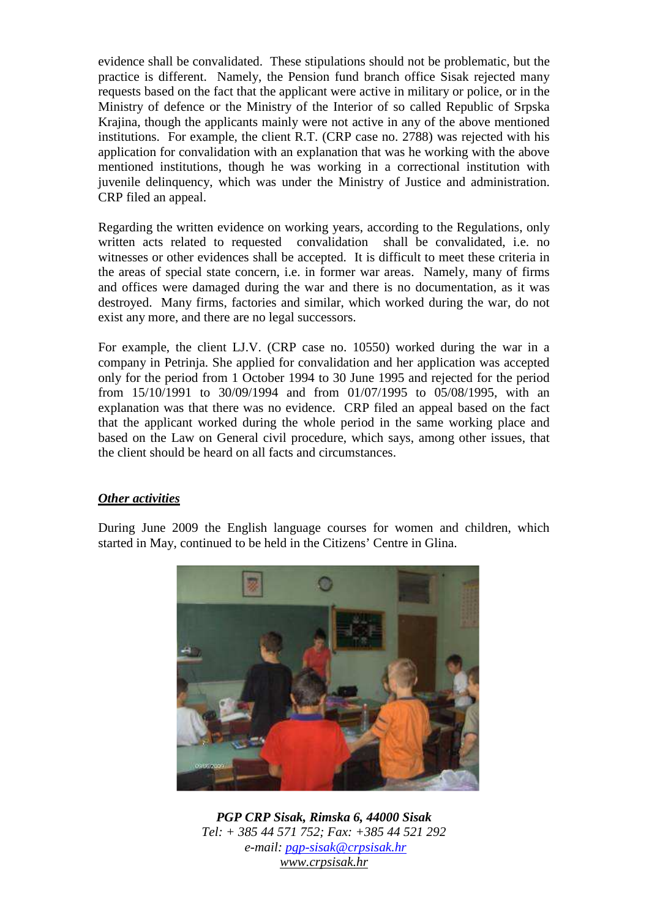evidence shall be convalidated. These stipulations should not be problematic, but the practice is different. Namely, the Pension fund branch office Sisak rejected many requests based on the fact that the applicant were active in military or police, or in the Ministry of defence or the Ministry of the Interior of so called Republic of Srpska Krajina, though the applicants mainly were not active in any of the above mentioned institutions. For example, the client R.T. (CRP case no. 2788) was rejected with his application for convalidation with an explanation that was he working with the above mentioned institutions, though he was working in a correctional institution with juvenile delinquency, which was under the Ministry of Justice and administration. CRP filed an appeal.

Regarding the written evidence on working years, according to the Regulations, only written acts related to requested convalidation shall be convalidated, i.e. no witnesses or other evidences shall be accepted. It is difficult to meet these criteria in the areas of special state concern, i.e. in former war areas. Namely, many of firms and offices were damaged during the war and there is no documentation, as it was destroyed. Many firms, factories and similar, which worked during the war, do not exist any more, and there are no legal successors.

For example, the client LJ.V. (CRP case no. 10550) worked during the war in a company in Petrinja. She applied for convalidation and her application was accepted only for the period from 1 October 1994 to 30 June 1995 and rejected for the period from 15/10/1991 to 30/09/1994 and from 01/07/1995 to 05/08/1995, with an explanation was that there was no evidence. CRP filed an appeal based on the fact that the applicant worked during the whole period in the same working place and based on the Law on General civil procedure, which says, among other issues, that the client should be heard on all facts and circumstances.

***Other activities***

During June 2009 the English language courses for women and children, which started in May, continued to be held in the Citizens' Centre in Glina.

***PGP CRP Sisak, Rimska 6, 44000 Sisak***
*Tel: + 385 44 571 752; Fax: +385 44 521 292*
*e-mail: pgp-sisak@crpsisak.hr*
*www.crpsisak.hr*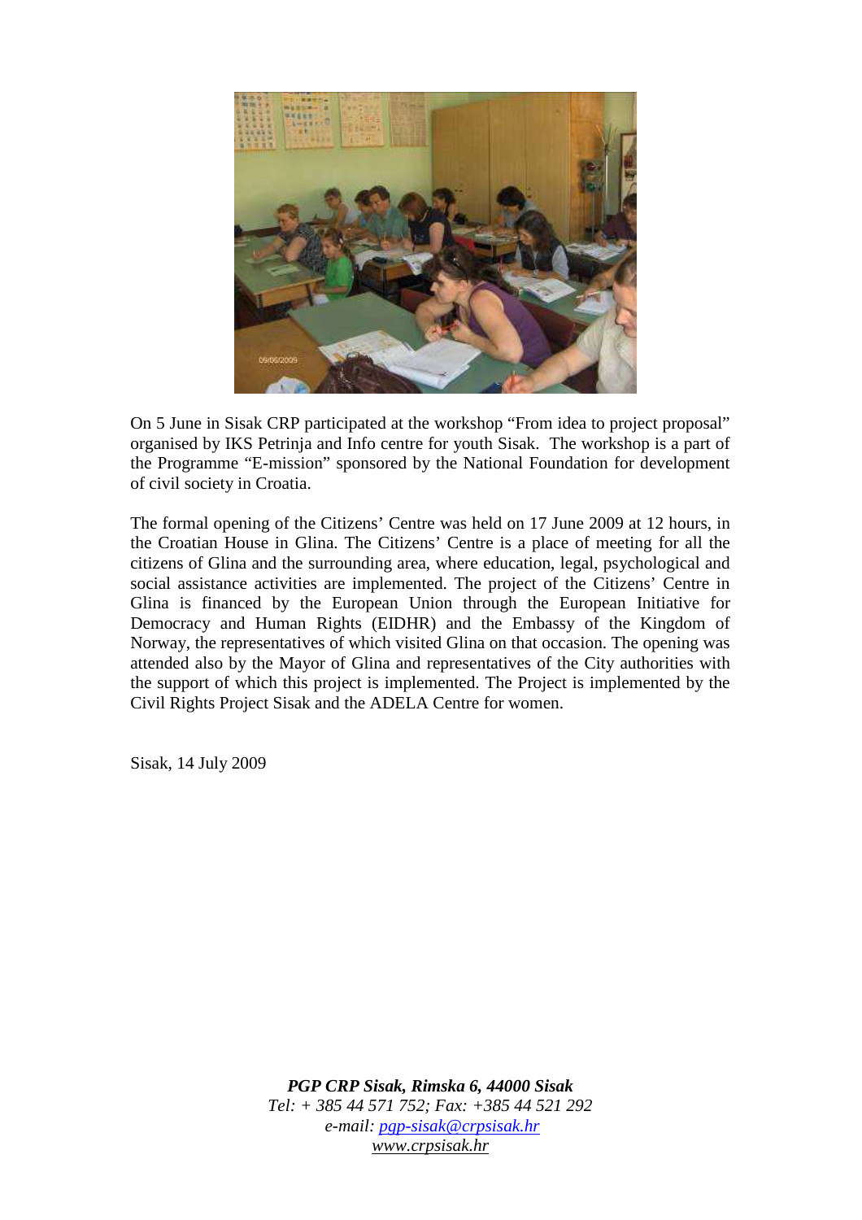On 5 June in Sisak CRP participated at the workshop “From idea to project proposal” organised by IKS Petrinja and Info centre for youth Sisak. The workshop is a part of the Programme “E-mission” sponsored by the National Foundation for development of civil society in Croatia.

The formal opening of the Citizens’ Centre was held on 17 June 2009 at 12 hours, in the Croatian House in Glina. The Citizens’ Centre is a place of meeting for all the citizens of Glina and the surrounding area, where education, legal, psychological and social assistance activities are implemented. The project of the Citizens’ Centre in Glina is financed by the European Union through the European Initiative for Democracy and Human Rights (EIDHR) and the Embassy of the Kingdom of Norway, the representatives of which visited Glina on that occasion. The opening was attended also by the Mayor of Glina and representatives of the City authorities with the support of which this project is implemented. The Project is implemented by the Civil Rights Project Sisak and the ADELA Centre for women.

Sisak, 14 July 2009

***PGP CRP Sisak, Rimska 6, 44000 Sisak***
*Tel: + 385 44 571 752; Fax: +385 44 521 292*
*e-mail: pgp-sisak@crpsisak.hr*
*www.crpsisak.hr*